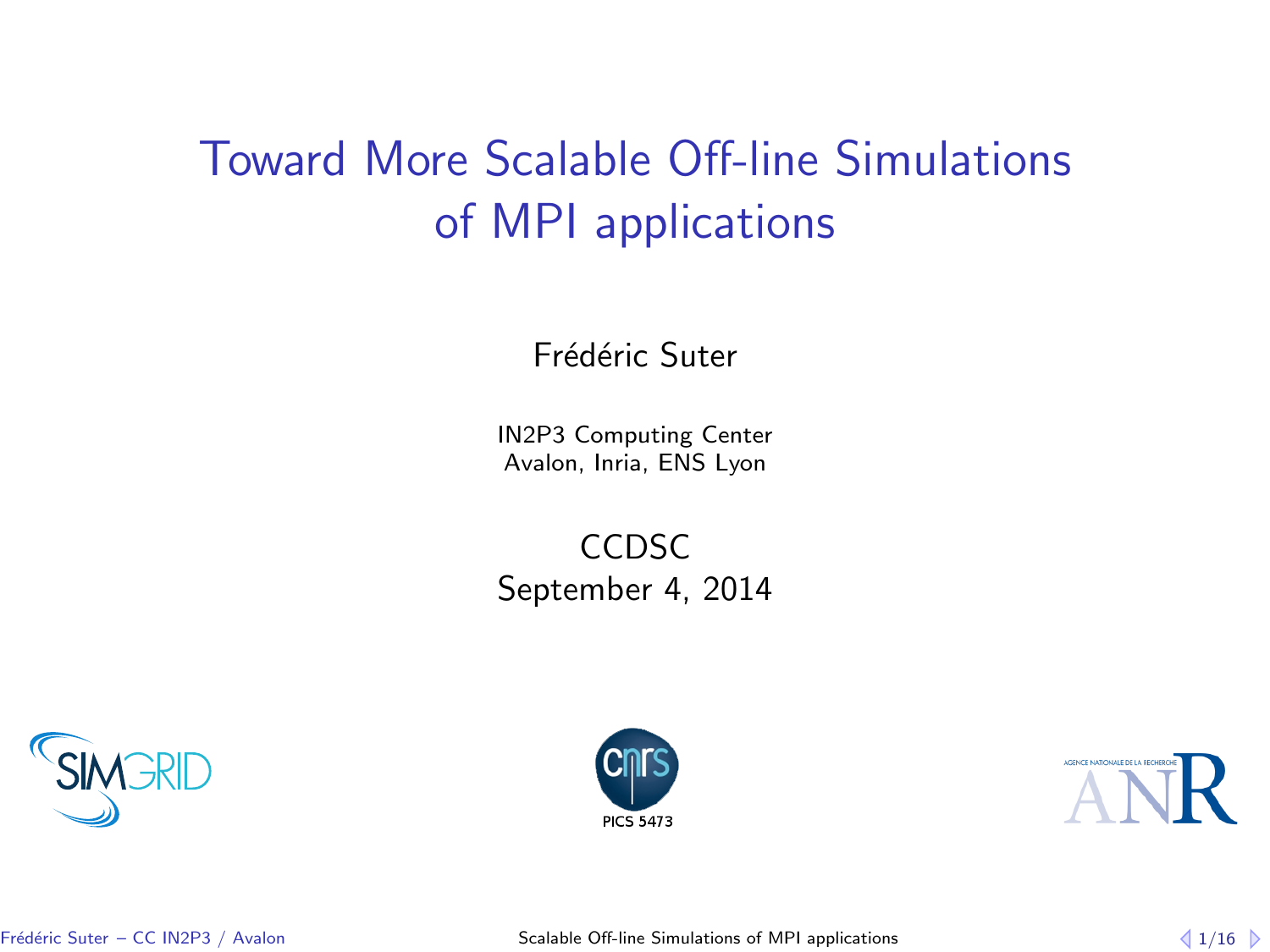# Toward More Scalable Off-line Simulations of MPI applications

Frédéric Suter

IN2P3 Computing Center
Avalon, Inria, ENS Lyon

CCDSC
September 4, 2014

PICS 5473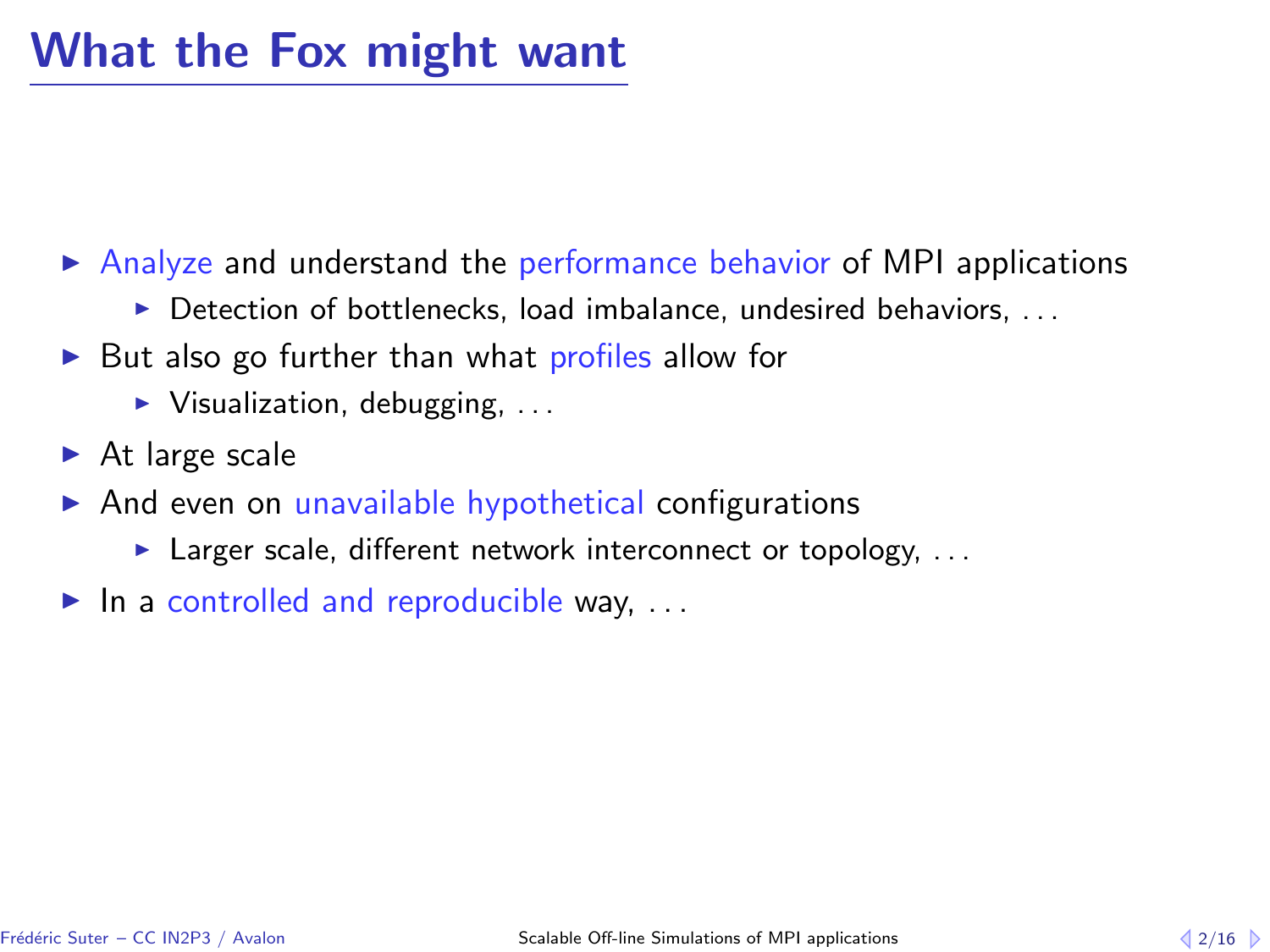# What the Fox might want

- Analyze and understand the performance behavior of MPI applications
  - Detection of bottlenecks, load imbalance, undesired behaviors, ...
- But also go further than what profiles allow for
  - Visualization, debugging, ...
- At large scale
- And even on unavailable hypothetical configurations
  - Larger scale, different network interconnect or topology, ...
- In a controlled and reproducible way, ...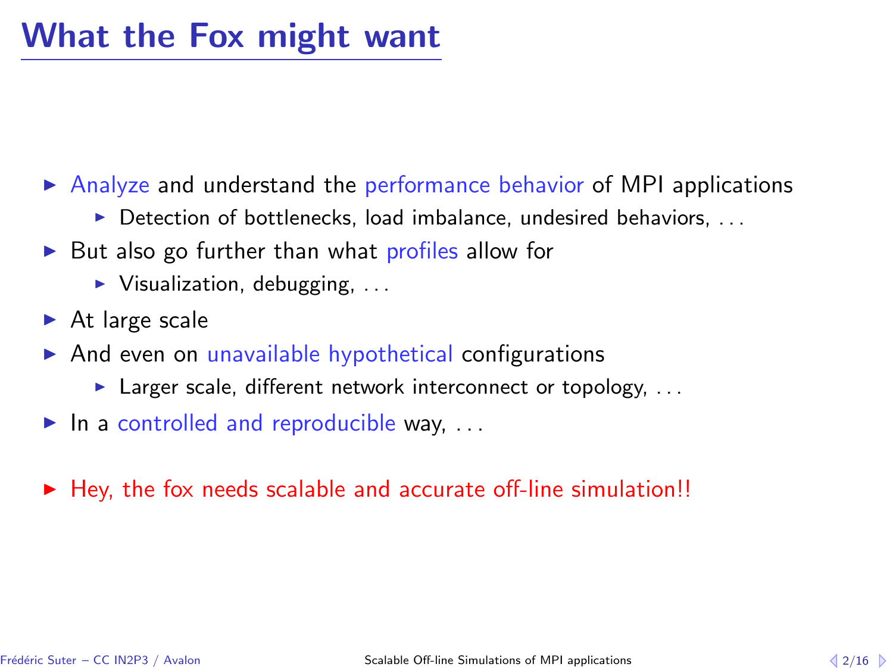# What the Fox might want

- Analyze and understand the performance behavior of MPI applications
  - Detection of bottlenecks, load imbalance, undesired behaviors, ...
- But also go further than what profiles allow for
  - Visualization, debugging, ...
- At large scale
- And even on unavailable hypothetical configurations
  - Larger scale, different network interconnect or topology, ...
- In a controlled and reproducible way, ...

- Hey, the fox needs scalable and accurate off-line simulation!!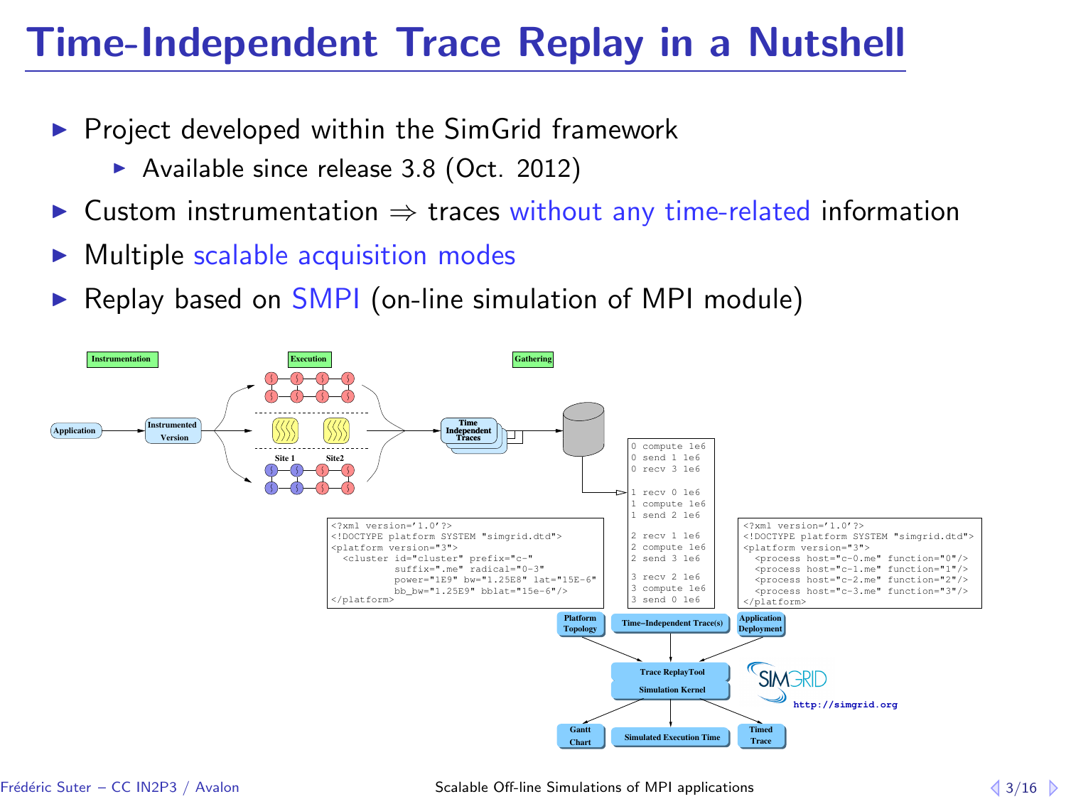# Time-Independent Trace Replay in a Nutshell

- Project developed within the SimGrid framework
  - Available since release 3.8 (Oct. 2012)
- Custom instrumentation ⇒ traces without any time-related information
- Multiple scalable acquisition modes
- Replay based on SMPI (on-line simulation of MPI module)

Instrumentation

Execution

Gathering

Application

Instrumented Version

Site 1

Site2

Time Independent Traces

```
0 compute 1e6
0 send 1 1e6
0 recv 3 1e6

1 recv 0 1e6
1 compute 1e6
1 send 2 1e6

2 recv 1 1e6
2 compute 1e6
2 send 3 1e6

3 recv 2 1e6
3 compute 1e6
3 send 0 1e6
```

```
<?xml version='1.0'?>
<!DOCTYPE platform SYSTEM "simgrid.dtd">
<platform version="3">
  <cluster id="cluster" prefix="c-"
           suffix=".me" radical="0-3"
           power="1E9" bw="1.25E8" lat="15E-6"
           bb_bw="1.25E9" bblat="15e-6"/>
</platform>
```

```
<?xml version='1.0'?>
<!DOCTYPE platform SYSTEM "simgrid.dtd">
<platform version="3">
  <process host="c-0.me" function="0"/>
  <process host="c-1.me" function="1"/>
  <process host="c-2.me" function="2"/>
  <process host="c-3.me" function="3"/>
</platform>
```

Platform Topology

Time-Independent Trace(s)

Application Deployment

Trace ReplayTool

Simulation Kernel

SIMGRID

http://simgrid.org

Gantt Chart

Simulated Execution Time

Timed Trace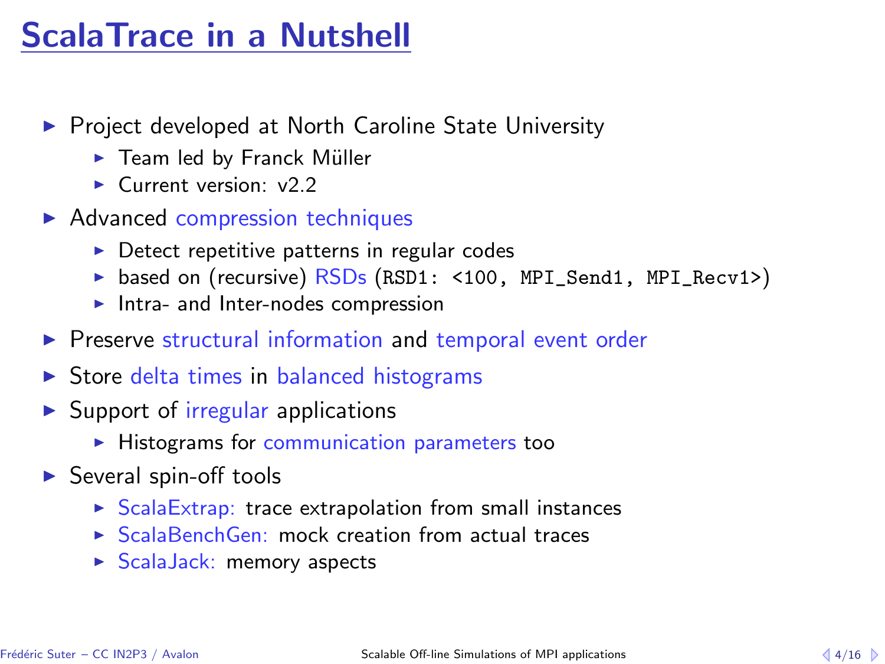# ScalaTrace in a Nutshell

- Project developed at North Caroline State University
  - Team led by Franck Müller
  - Current version: v2.2
- Advanced compression techniques
  - Detect repetitive patterns in regular codes
  - based on (recursive) RSDs (`RSD1: <100, MPI_Send1, MPI_Recv1>`)
  - Intra- and Inter-nodes compression
- Preserve structural information and temporal event order
- Store delta times in balanced histograms
- Support of irregular applications
  - Histograms for communication parameters too
- Several spin-off tools
  - ScalaExtrap: trace extrapolation from small instances
  - ScalaBenchGen: mock creation from actual traces
  - ScalaJack: memory aspects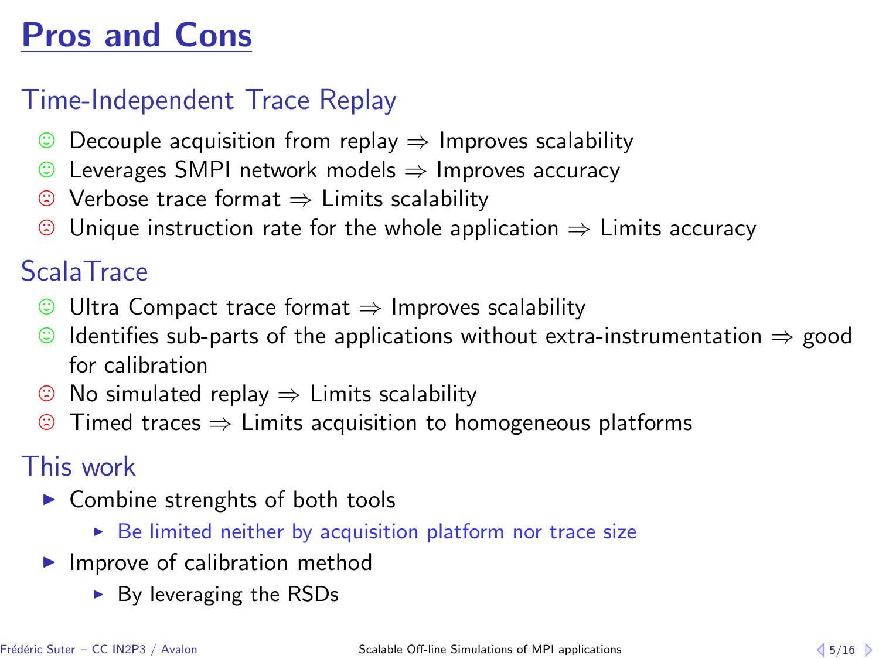# Pros and Cons

## Time-Independent Trace Replay

- ☺ Decouple acquisition from replay ⇒ Improves scalability
- ☺ Leverages SMPI network models ⇒ Improves accuracy
- ☹ Verbose trace format ⇒ Limits scalability
- ☹ Unique instruction rate for the whole application ⇒ Limits accuracy

## ScalaTrace

- ☺ Ultra Compact trace format ⇒ Improves scalability
- ☺ Identifies sub-parts of the applications without extra-instrumentation ⇒ good for calibration
- ☹ No simulated replay ⇒ Limits scalability
- ☹ Timed traces ⇒ Limits acquisition to homogeneous platforms

## This work

- Combine strenghts of both tools
  - Be limited neither by acquisition platform nor trace size
- Improve of calibration method
  - By leveraging the RSDs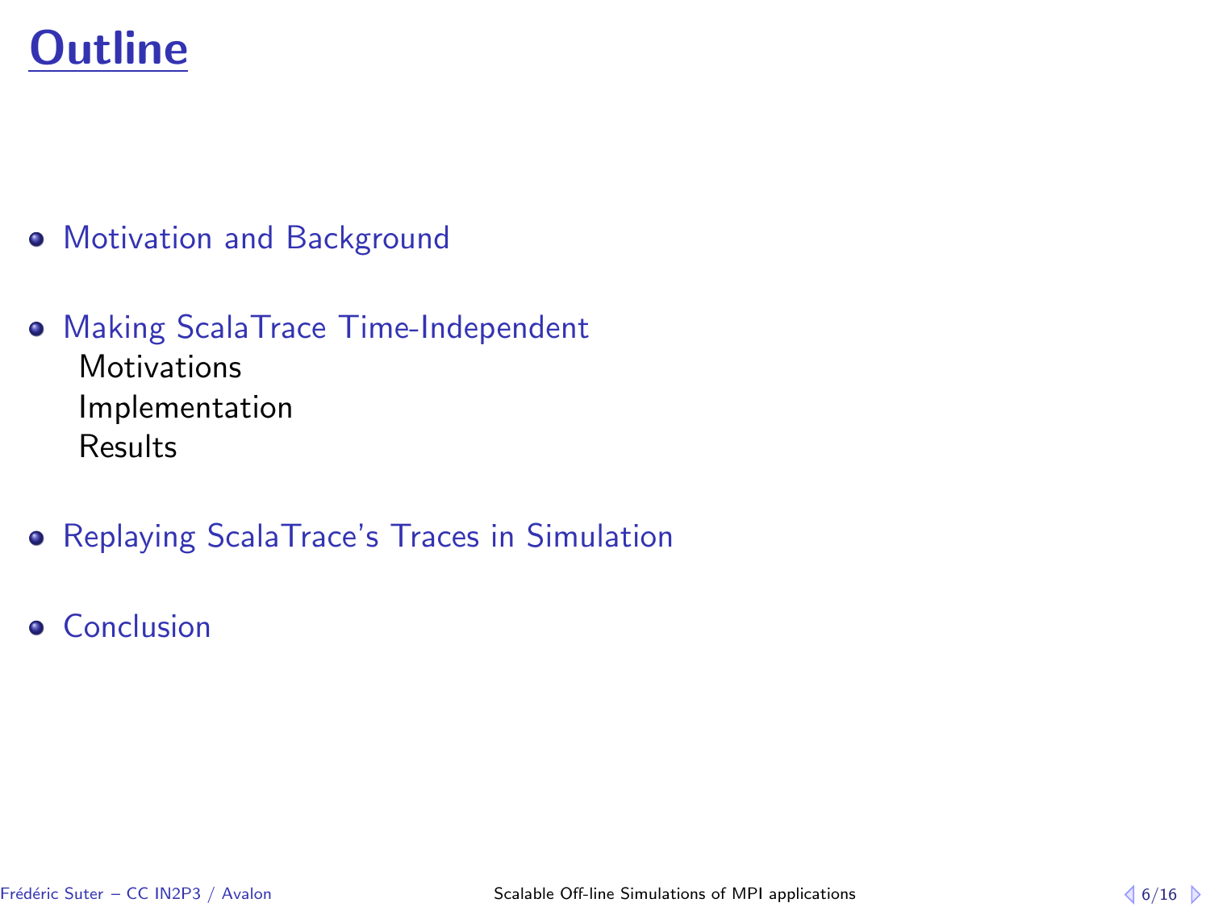# Outline

- Motivation and Background
- Making ScalaTrace Time-Independent
  - Motivations
  - Implementation
  - Results
- Replaying ScalaTrace's Traces in Simulation
- Conclusion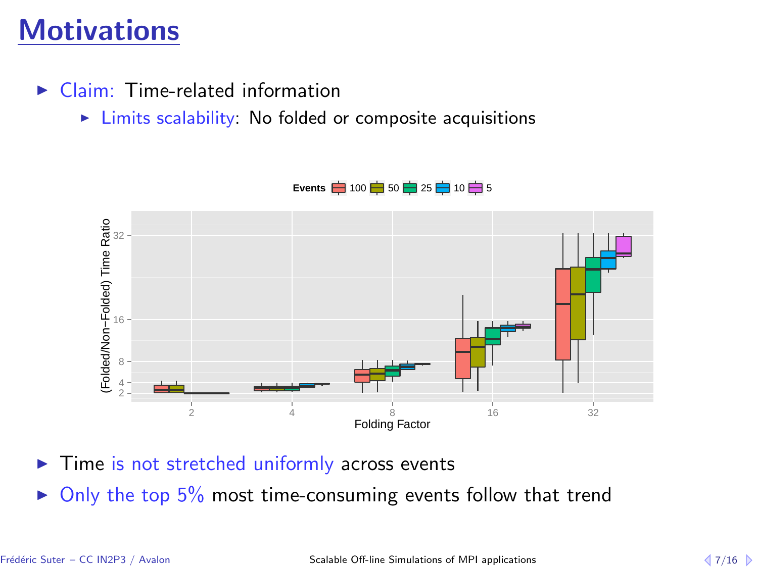# Motivations

- Claim: Time-related information
  - Limits scalability: No folded or composite acquisitions

Events 100 50 25 10 5

(Folded/Non−Folded) Time Ratio

32

16

8

4

2

2 4 8 16 32

Folding Factor

- Time is not stretched uniformly across events
- Only the top 5% most time-consuming events follow that trend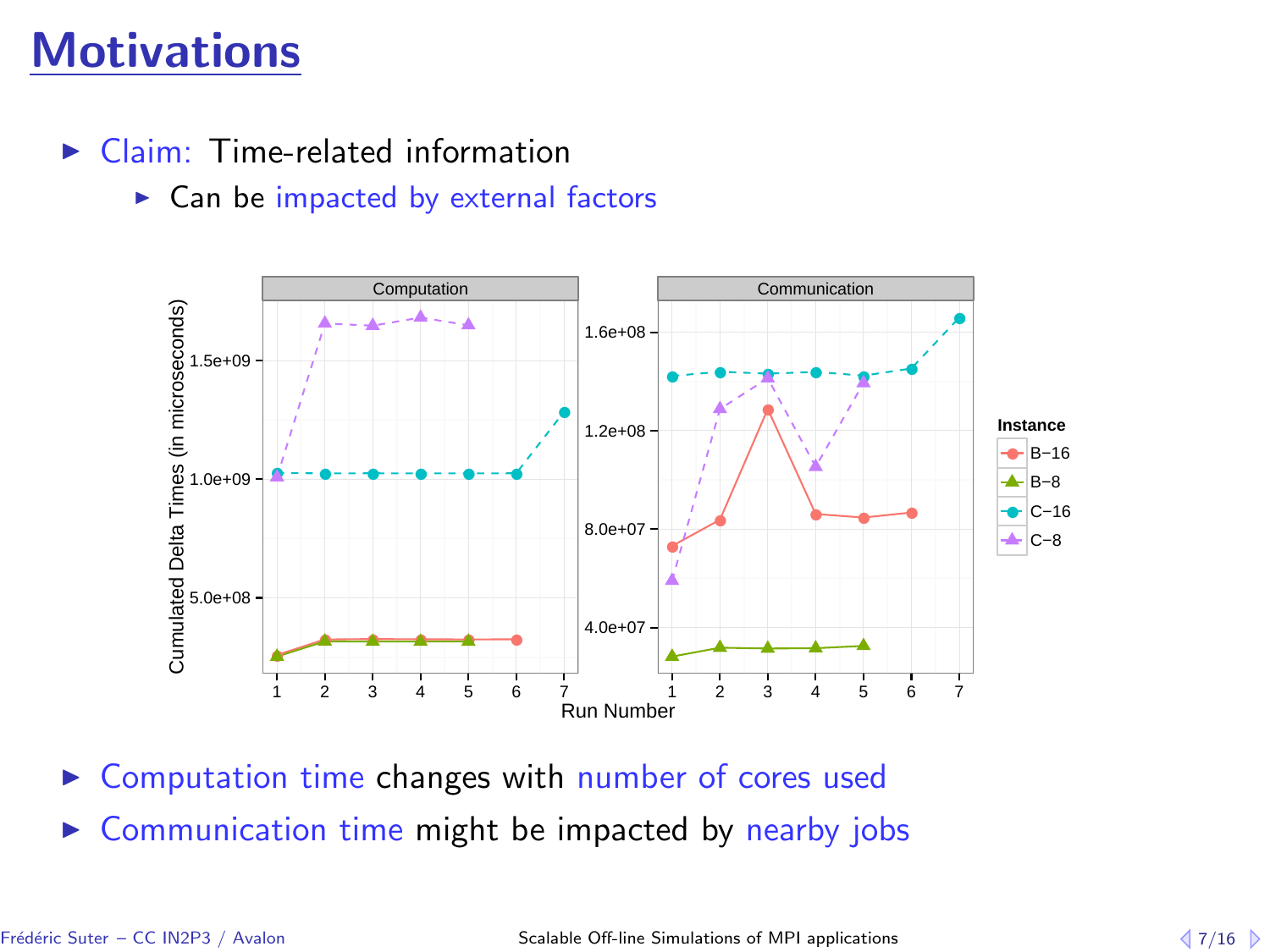# Motivations

- Claim: Time-related information
  - Can be impacted by external factors

- Computation time changes with number of cores used
- Communication time might be impacted by nearby jobs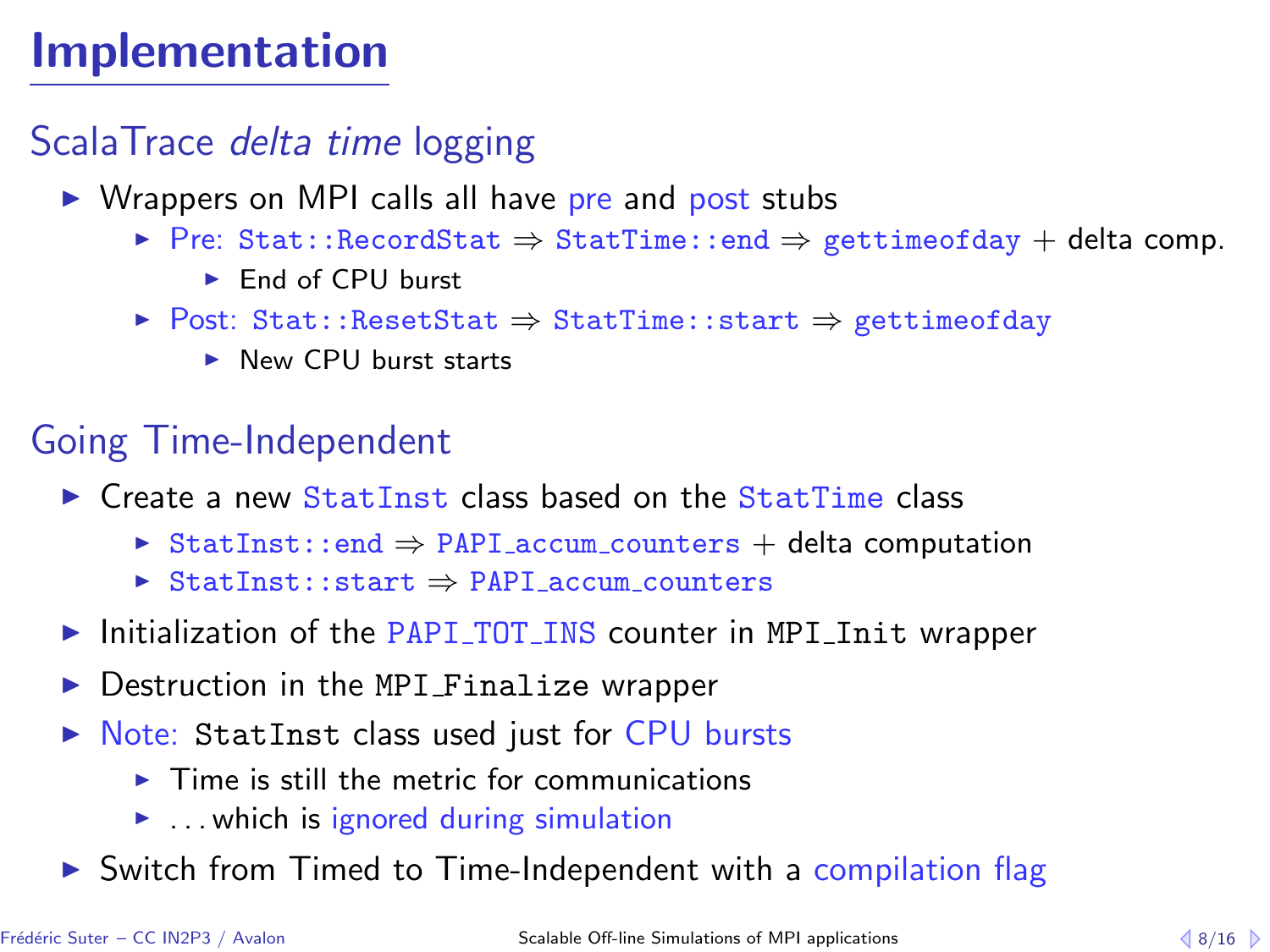# Implementation

## ScalaTrace *delta time* logging

- Wrappers on MPI calls all have pre and post stubs
  - Pre: `Stat::RecordStat` ⇒ `StatTime::end` ⇒ `gettimeofday` + delta comp.
    - End of CPU burst
  - Post: `Stat::ResetStat` ⇒ `StatTime::start` ⇒ `gettimeofday`
    - New CPU burst starts

## Going Time-Independent

- Create a new `StatInst` class based on the `StatTime` class
  - `StatInst::end` ⇒ `PAPI_accum_counters` + delta computation
  - `StatInst::start` ⇒ `PAPI_accum_counters`
- Initialization of the `PAPI_TOT_INS` counter in `MPI_Init` wrapper
- Destruction in the `MPI_Finalize` wrapper
- Note: `StatInst` class used just for CPU bursts
  - Time is still the metric for communications
  - . . . which is ignored during simulation
- Switch from Timed to Time-Independent with a compilation flag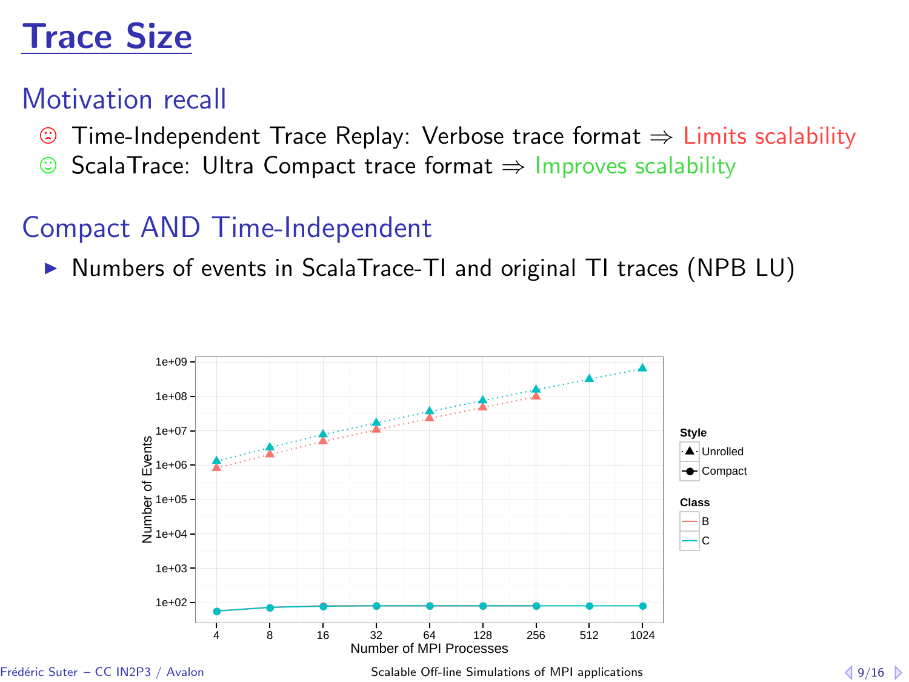# Trace Size

## Motivation recall

- ☹ Time-Independent Trace Replay: Verbose trace format ⇒ Limits scalability
- ☺ ScalaTrace: Ultra Compact trace format ⇒ Improves scalability

## Compact AND Time-Independent

- Numbers of events in ScalaTrace-TI and original TI traces (NPB LU)

1e+09
1e+08
1e+07
1e+06
1e+05
1e+04
1e+03
1e+02

Number of Events

4
8
16
32
64
128
256
512
1024

Number of MPI Processes

Style
Unrolled
Compact

Class
B
C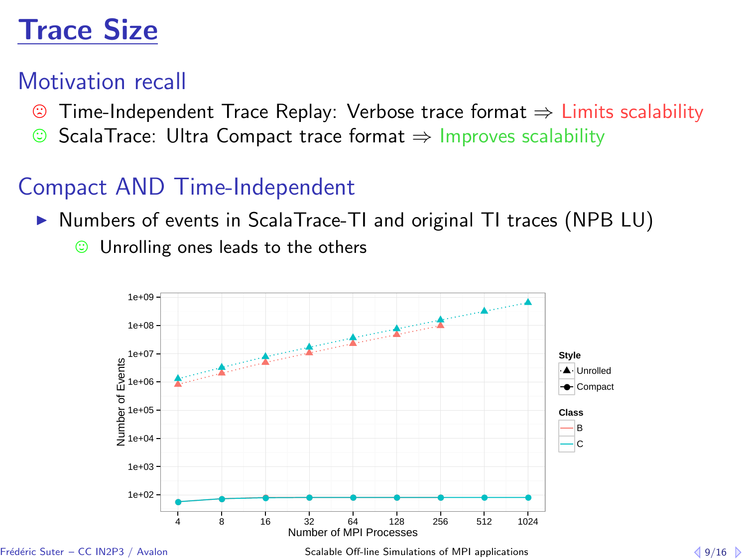# Trace Size

## Motivation recall

- ☹ Time-Independent Trace Replay: Verbose trace format ⇒ Limits scalability
- ☺ ScalaTrace: Ultra Compact trace format ⇒ Improves scalability

## Compact AND Time-Independent

- Numbers of events in ScalaTrace-TI and original TI traces (NPB LU)
  - ☺ Unrolling ones leads to the others

1e+09
1e+08
1e+07
1e+06
1e+05
1e+04
1e+03
1e+02

Number of Events

4
8
16
32
64
128
256
512
1024

Number of MPI Processes

Style
Unrolled
Compact

Class
B
C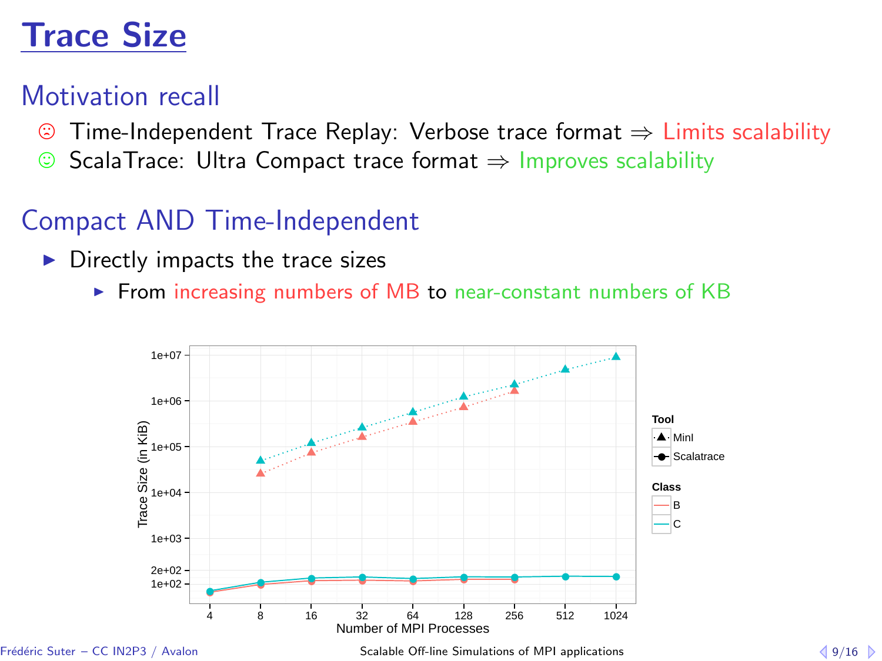# Trace Size

## Motivation recall

- ☹ Time-Independent Trace Replay: Verbose trace format ⇒ Limits scalability
- ☺ ScalaTrace: Ultra Compact trace format ⇒ Improves scalability

## Compact AND Time-Independent

- Directly impacts the trace sizes
  - From increasing numbers of MB to near-constant numbers of KB

Trace Size (in KiB)
1e+07
1e+06
1e+05
1e+04
1e+03
2e+02
1e+02
4
8
16
32
64
128
256
512
1024
Number of MPI Processes
Tool
MinI
Scalatrace
Class
B
C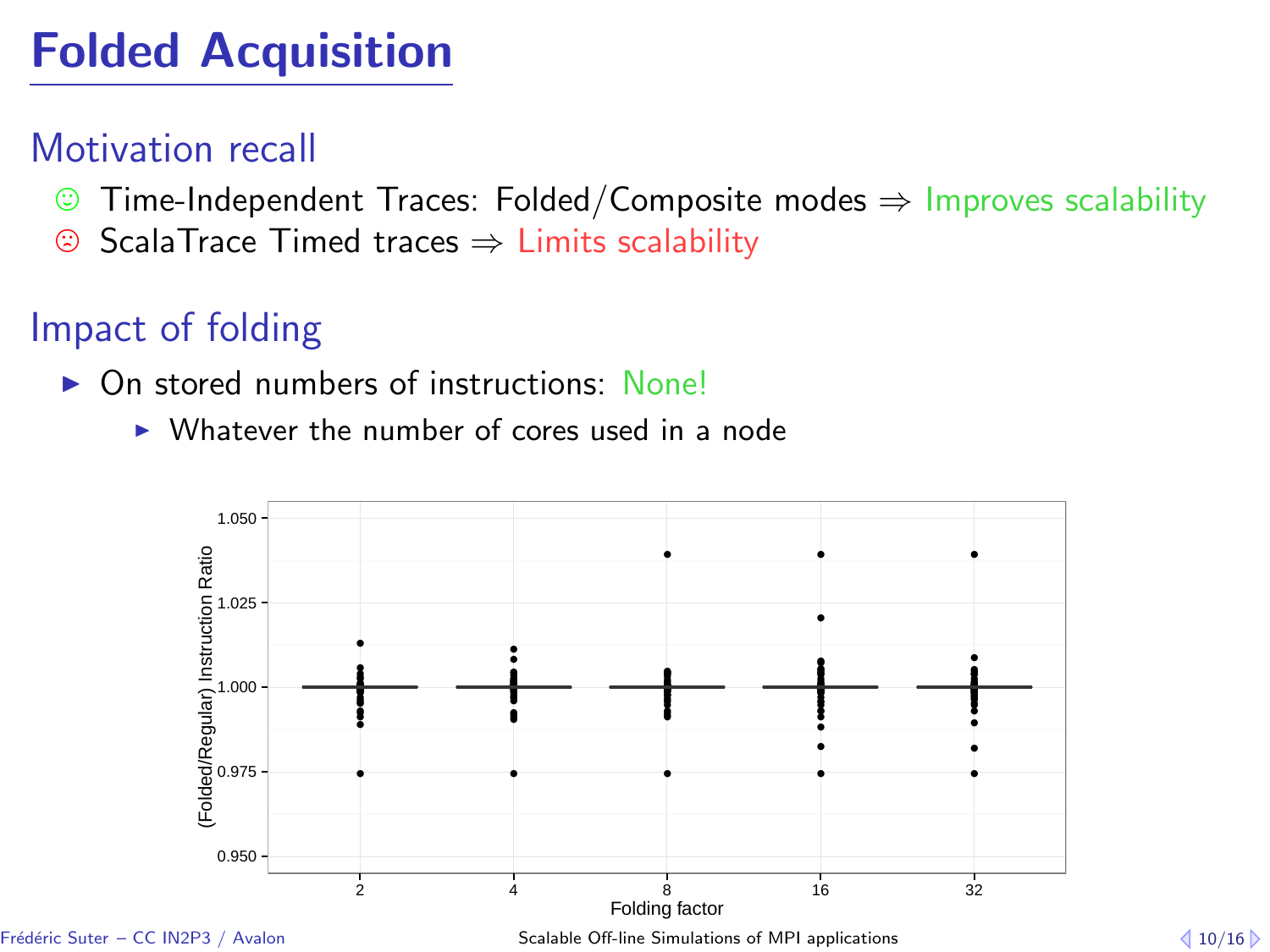# Folded Acquisition

## Motivation recall

- ☺ Time-Independent Traces: Folded/Composite modes ⇒ Improves scalability
- ☹ ScalaTrace Timed traces ⇒ Limits scalability

## Impact of folding

- On stored numbers of instructions: None!
  - Whatever the number of cores used in a node

(Folded/Regular) Instruction Ratio

1.050
1.025
1.000
0.975
0.950

2
4
8
16
32

Folding factor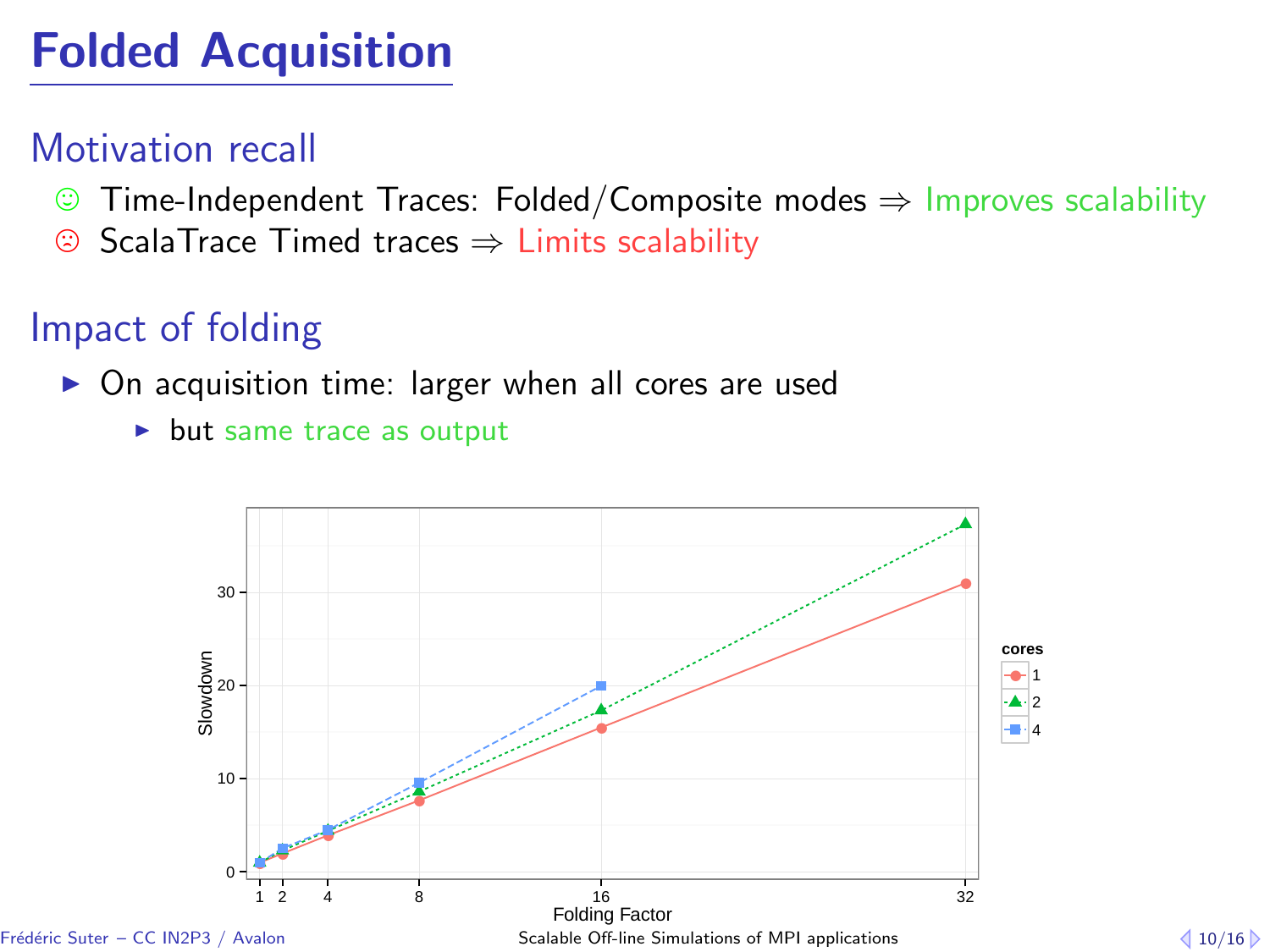# Folded Acquisition

## Motivation recall

- ☺ Time-Independent Traces: Folded/Composite modes ⇒ Improves scalability
- ☹ ScalaTrace Timed traces ⇒ Limits scalability

## Impact of folding

- On acquisition time: larger when all cores are used
  - but same trace as output

Slowdown

0
10
20
30

Folding Factor

1 2 4 8 16 32

cores

1
2
4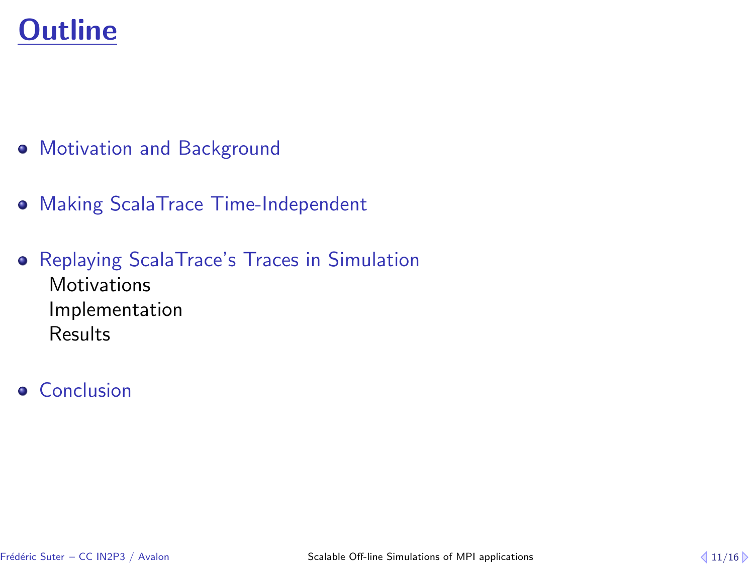# Outline

- Motivation and Background
- Making ScalaTrace Time-Independent
- Replaying ScalaTrace's Traces in Simulation
  - Motivations
  - Implementation
  - Results
- Conclusion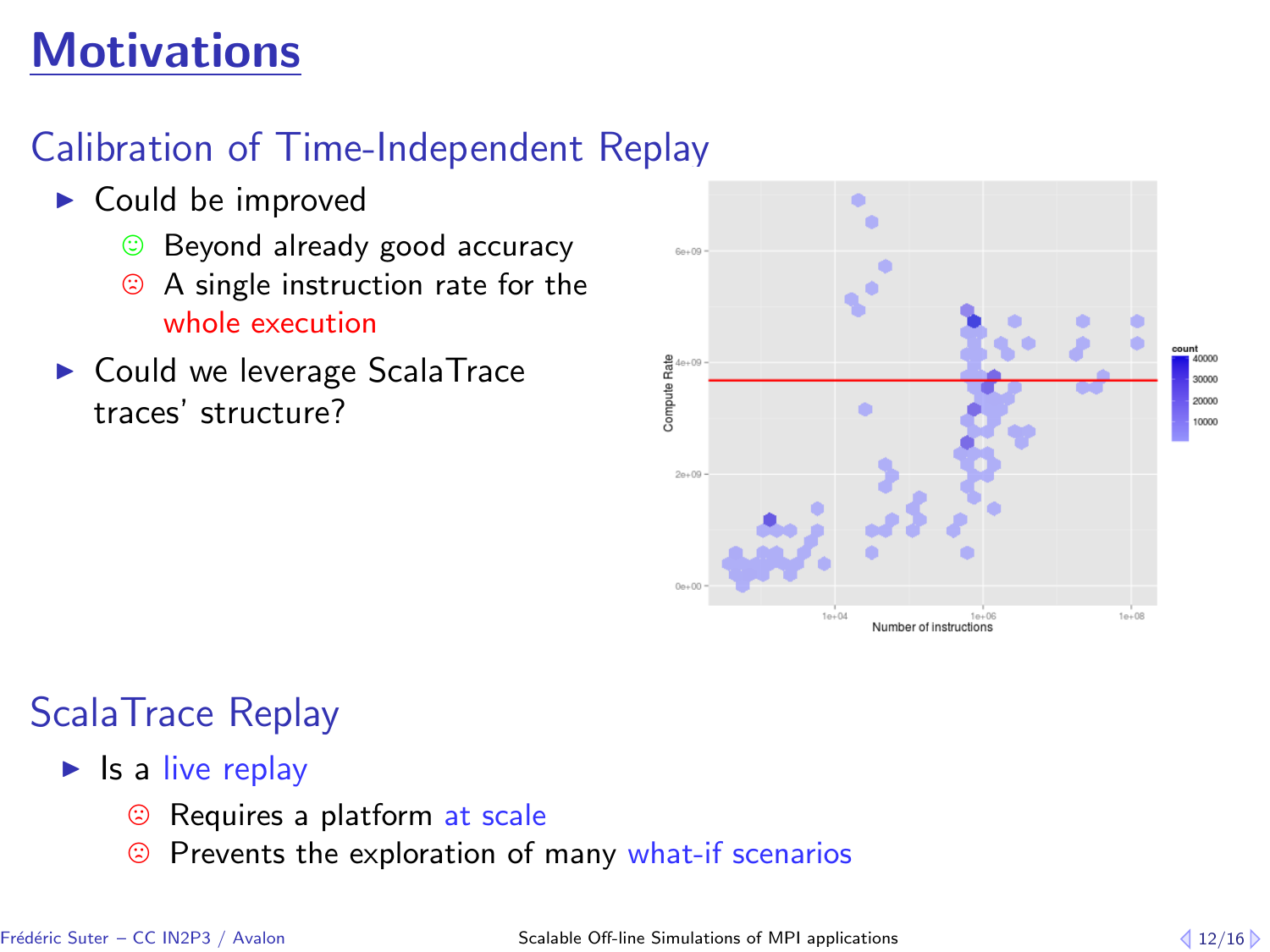# Motivations

## Calibration of Time-Independent Replay

- Could be improved
  - ☺ Beyond already good accuracy
  - ☹ A single instruction rate for the whole execution
- Could we leverage ScalaTrace traces' structure?

6e+09
4e+09
2e+09
0e+00
Compute Rate
1e+04
1e+06
1e+08
Number of instructions
count
40000
30000
20000
10000

## ScalaTrace Replay

- Is a live replay
  - ☹ Requires a platform at scale
  - ☹ Prevents the exploration of many what-if scenarios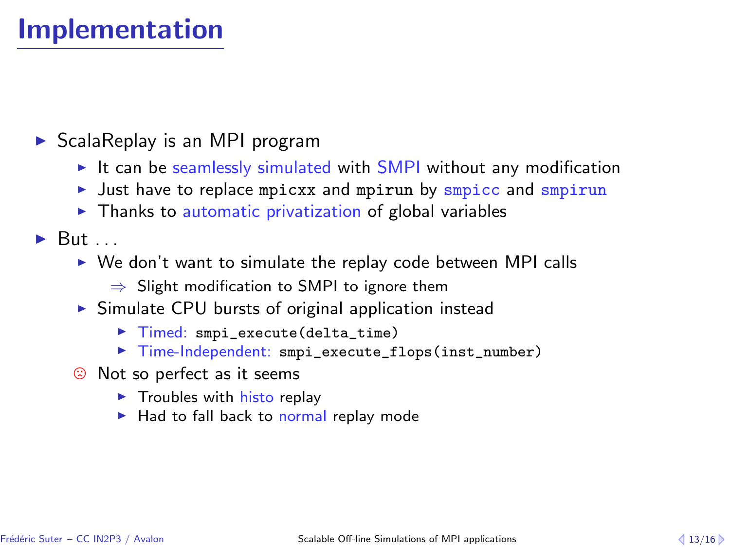# Implementation

- ScalaReplay is an MPI program
  - It can be seamlessly simulated with SMPI without any modification
  - Just have to replace `mpicxx` and `mpirun` by `smpicc` and `smpirun`
  - Thanks to automatic privatization of global variables
- But ...
  - We don't want to simulate the replay code between MPI calls
    - ⇒ Slight modification to SMPI to ignore them
  - Simulate CPU bursts of original application instead
    - Timed: `smpi_execute(delta_time)`
    - Time-Independent: `smpi_execute_flops(inst_number)`
  - ☹ Not so perfect as it seems
    - Troubles with histo replay
    - Had to fall back to normal replay mode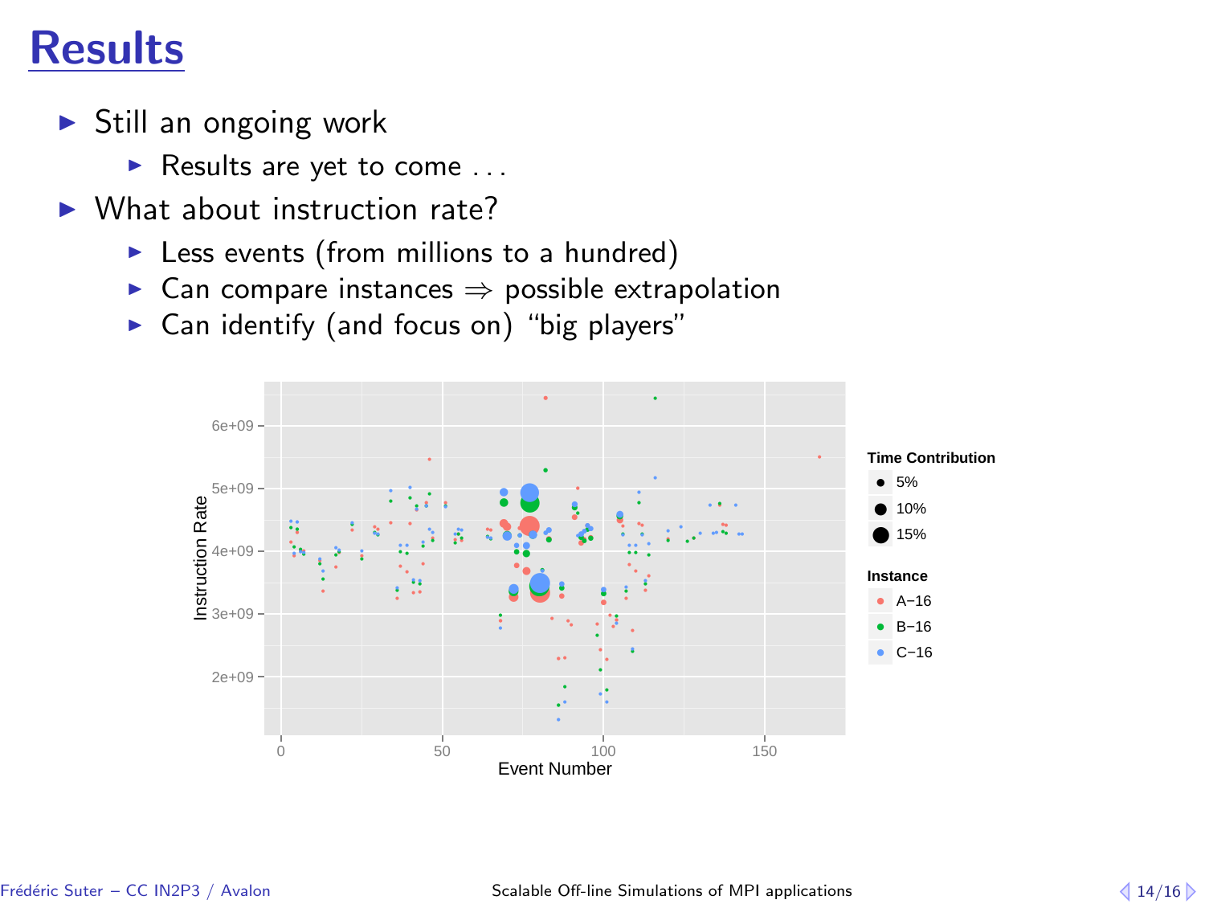# Results

- Still an ongoing work
  - Results are yet to come ...
- What about instruction rate?
  - Less events (from millions to a hundred)
  - Can compare instances ⇒ possible extrapolation
  - Can identify (and focus on) “big players”

Instruction Rate

6e+09
5e+09
4e+09
3e+09
2e+09

0
50
100
150

Event Number

Time Contribution
5%
10%
15%

Instance
A−16
B−16
C−16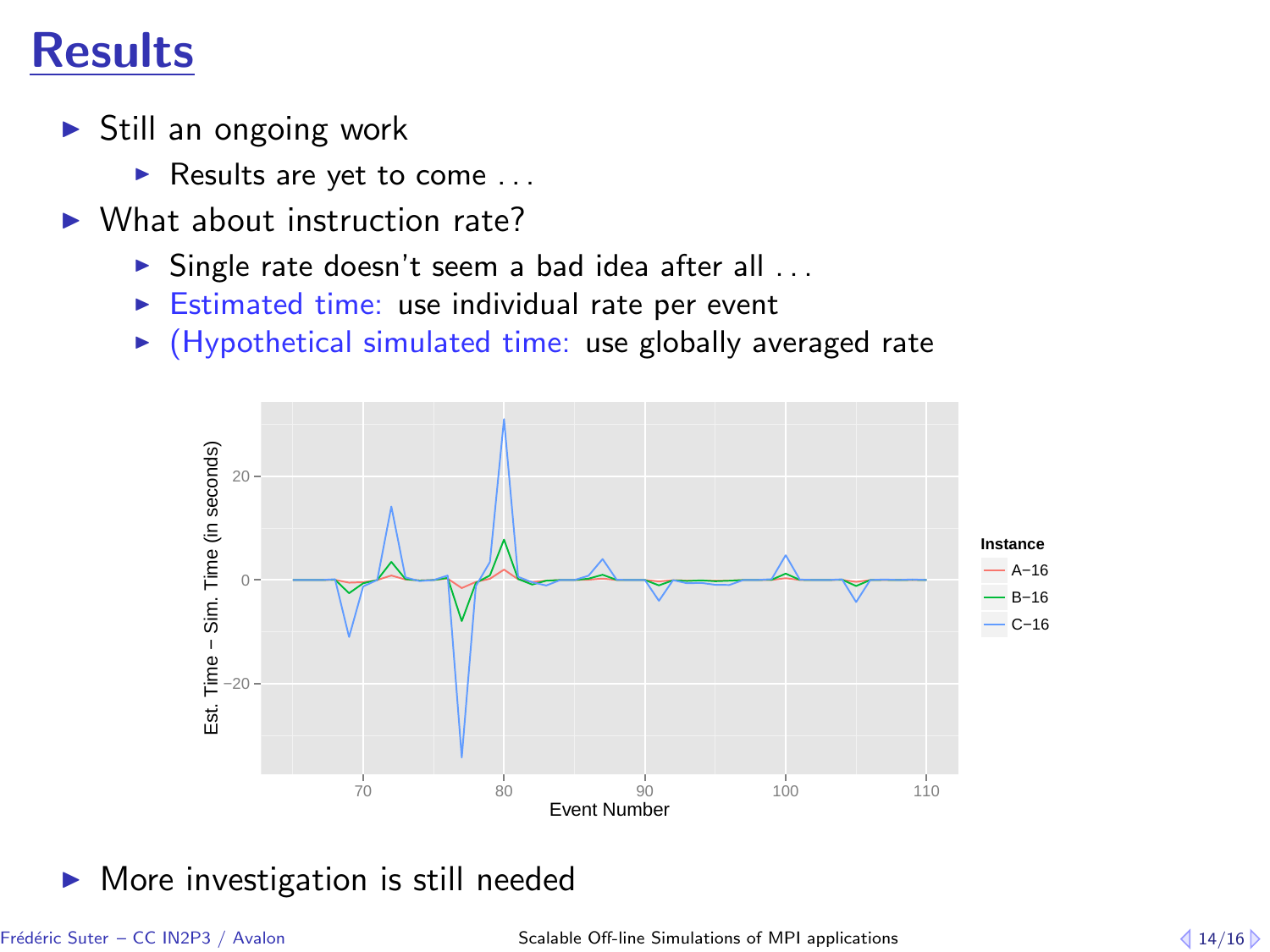# Results

- Still an ongoing work
  - Results are yet to come ...
- What about instruction rate?
  - Single rate doesn't seem a bad idea after all ...
  - Estimated time: use individual rate per event
  - (Hypothetical simulated time: use globally averaged rate

Est. Time – Sim. Time (in seconds)

20

0

−20

70

80

90

100

110

Event Number

Instance

A−16

B−16

C−16

- More investigation is still needed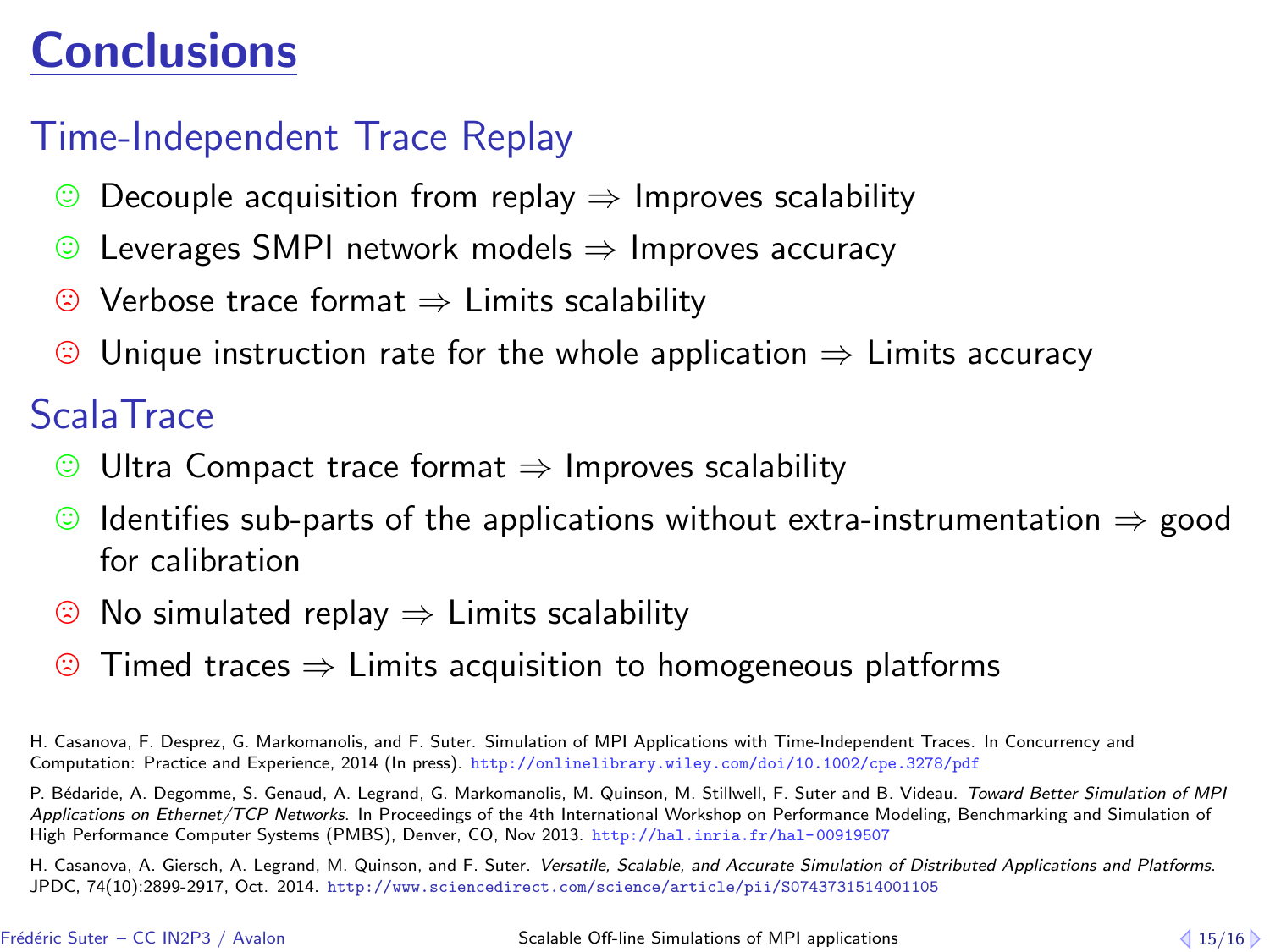# Conclusions

## Time-Independent Trace Replay

- ☺ Decouple acquisition from replay $\Rightarrow$ Improves scalability
- ☺ Leverages SMPI network models $\Rightarrow$ Improves accuracy
- ☹ Verbose trace format $\Rightarrow$ Limits scalability
- ☹ Unique instruction rate for the whole application $\Rightarrow$ Limits accuracy

## ScalaTrace

- ☺ Ultra Compact trace format $\Rightarrow$ Improves scalability
- ☺ Identifies sub-parts of the applications without extra-instrumentation $\Rightarrow$ good for calibration
- ☹ No simulated replay $\Rightarrow$ Limits scalability
- ☹ Timed traces $\Rightarrow$ Limits acquisition to homogeneous platforms

H. Casanova, F. Desprez, G. Markomanolis, and F. Suter. Simulation of MPI Applications with Time-Independent Traces. In Concurrency and Computation: Practice and Experience, 2014 (In press). http://onlinelibrary.wiley.com/doi/10.1002/cpe.3278/pdf

P. Bédaride, A. Degomme, S. Genaud, A. Legrand, G. Markomanolis, M. Quinson, M. Stillwell, F. Suter and B. Videau. *Toward Better Simulation of MPI Applications on Ethernet/TCP Networks.* In Proceedings of the 4th International Workshop on Performance Modeling, Benchmarking and Simulation of High Performance Computer Systems (PMBS), Denver, CO, Nov 2013. http://hal.inria.fr/hal-00919507

H. Casanova, A. Giersch, A. Legrand, M. Quinson, and F. Suter. *Versatile, Scalable, and Accurate Simulation of Distributed Applications and Platforms.* JPDC, 74(10):2899-2917, Oct. 2014. http://www.sciencedirect.com/science/article/pii/S0743731514001105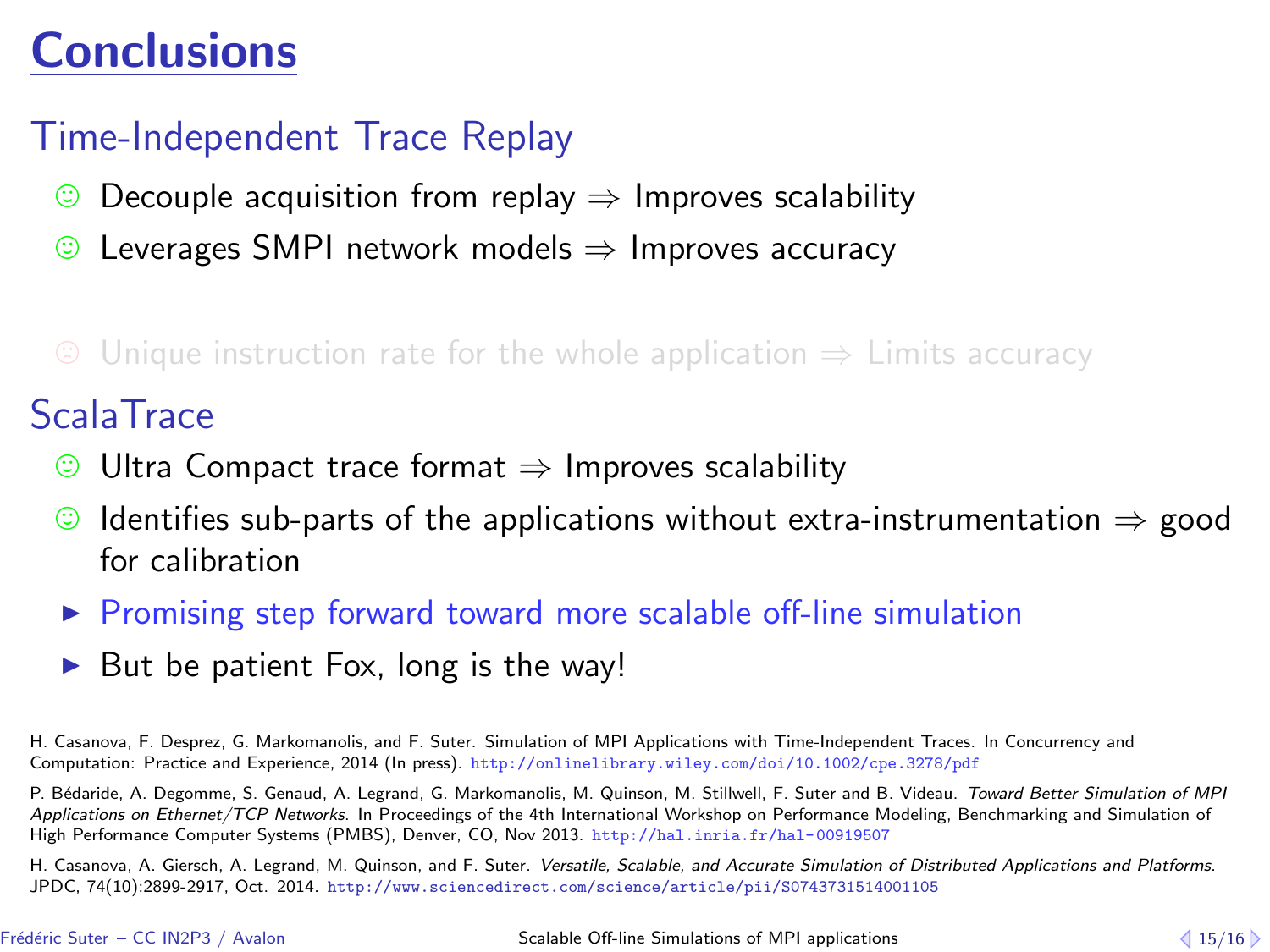# Conclusions

## Time-Independent Trace Replay

- ☺ Decouple acquisition from replay ⇒ Improves scalability
- ☺ Leverages SMPI network models ⇒ Improves accuracy
- ☹ Unique instruction rate for the whole application ⇒ Limits accuracy

## ScalaTrace

- ☺ Ultra Compact trace format ⇒ Improves scalability
- ☺ Identifies sub-parts of the applications without extra-instrumentation ⇒ good for calibration
- ▶ Promising step forward toward more scalable off-line simulation
- ▶ But be patient Fox, long is the way!

H. Casanova, F. Desprez, G. Markomanolis, and F. Suter. Simulation of MPI Applications with Time-Independent Traces. In Concurrency and Computation: Practice and Experience, 2014 (In press). http://onlinelibrary.wiley.com/doi/10.1002/cpe.3278/pdf

P. Bédaride, A. Degomme, S. Genaud, A. Legrand, G. Markomanolis, M. Quinson, M. Stillwell, F. Suter and B. Videau. *Toward Better Simulation of MPI Applications on Ethernet/TCP Networks.* In Proceedings of the 4th International Workshop on Performance Modeling, Benchmarking and Simulation of High Performance Computer Systems (PMBS), Denver, CO, Nov 2013. http://hal.inria.fr/hal-00919507

H. Casanova, A. Giersch, A. Legrand, M. Quinson, and F. Suter. *Versatile, Scalable, and Accurate Simulation of Distributed Applications and Platforms.* JPDC, 74(10):2899-2917, Oct. 2014. http://www.sciencedirect.com/science/article/pii/S0743731514001105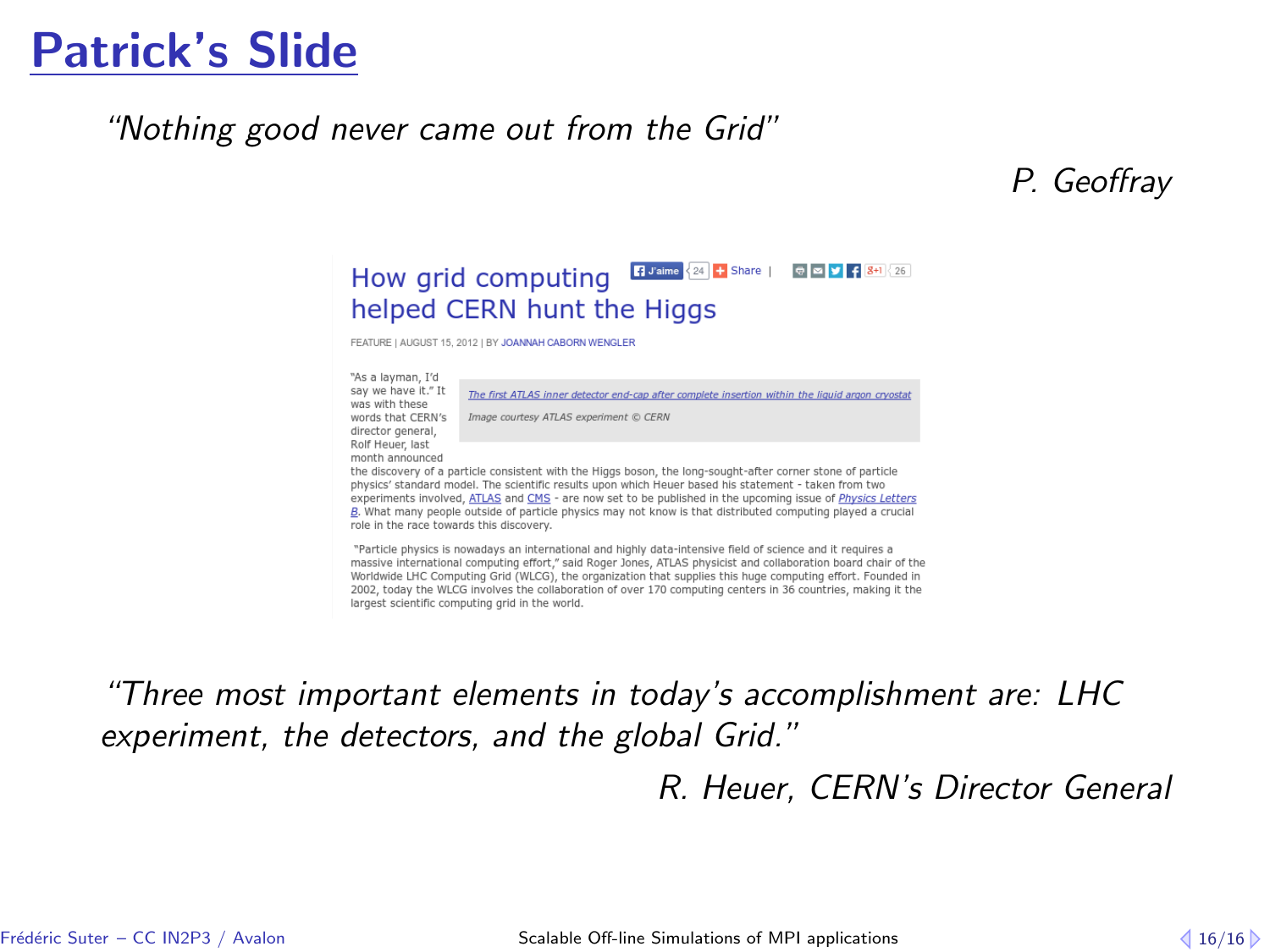# Patrick's Slide

*"Nothing good never came out from the Grid"*

*P. Geoffray*

## How grid computing helped CERN hunt the Higgs

J'aime 24 Share | 8+1 26

FEATURE | AUGUST 15, 2012 | BY JOANNAH CABORN WENGLER

*The first ATLAS inner detector end-cap after complete insertion within the liquid argon cryostat*

*Image courtesy ATLAS experiment © CERN*

"As a layman, I'd say we have it." It was with these words that CERN's director general, Rolf Heuer, last month announced the discovery of a particle consistent with the Higgs boson, the long-sought-after corner stone of particle physics' standard model. The scientific results upon which Heuer based his statement - taken from two experiments involved, ATLAS and CMS - are now set to be published in the upcoming issue of Physics Letters B. What many people outside of particle physics may not know is that distributed computing played a crucial role in the race towards this discovery.

"Particle physics is nowadays an international and highly data-intensive field of science and it requires a massive international computing effort," said Roger Jones, ATLAS physicist and collaboration board chair of the Worldwide LHC Computing Grid (WLCG), the organization that supplies this huge computing effort. Founded in 2002, today the WLCG involves the collaboration of over 170 computing centers in 36 countries, making it the largest scientific computing grid in the world.

*"Three most important elements in today's accomplishment are: LHC experiment, the detectors, and the global Grid."*

*R. Heuer, CERN's Director General*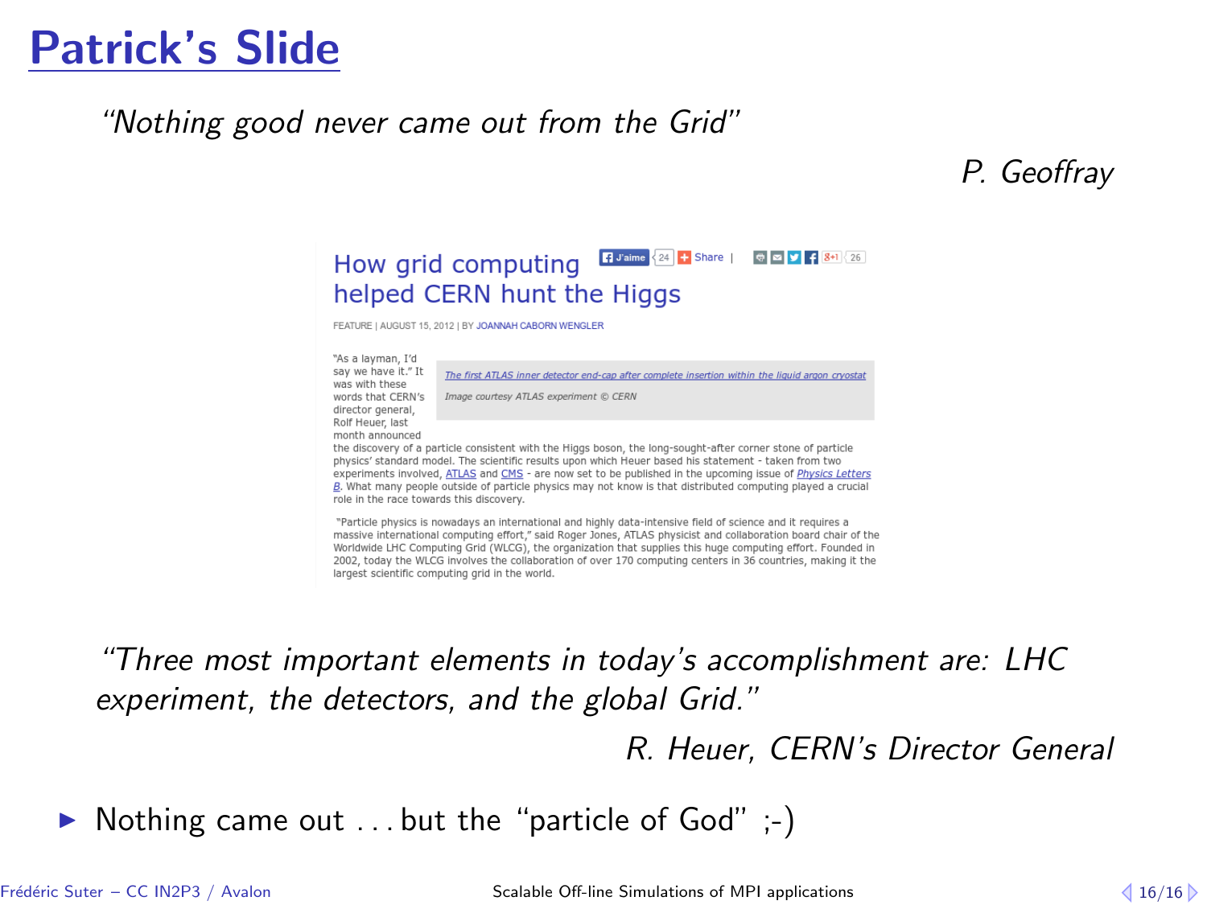# Patrick's Slide

*"Nothing good never came out from the Grid"*

*P. Geoffray*

How grid computing helped CERN hunt the Higgs

FEATURE | AUGUST 15, 2012 | BY JOANNAH CABORN WENGLER

The first ATLAS inner detector end-cap after complete insertion within the liquid argon cryostat

Image courtesy ATLAS experiment © CERN

"As a layman, I'd say we have it." It was with these words that CERN's director general, Rolf Heuer, last month announced the discovery of a particle consistent with the Higgs boson, the long-sought-after corner stone of particle physics' standard model. The scientific results upon which Heuer based his statement - taken from two experiments involved, ATLAS and CMS - are now set to be published in the upcoming issue of Physics Letters B. What many people outside of particle physics may not know is that distributed computing played a crucial role in the race towards this discovery.

"Particle physics is nowadays an international and highly data-intensive field of science and it requires a massive international computing effort," said Roger Jones, ATLAS physicist and collaboration board chair of the Worldwide LHC Computing Grid (WLCG), the organization that supplies this huge computing effort. Founded in 2002, today the WLCG involves the collaboration of over 170 computing centers in 36 countries, making it the largest scientific computing grid in the world.

*"Three most important elements in today's accomplishment are: LHC experiment, the detectors, and the global Grid."*

*R. Heuer, CERN's Director General*

- Nothing came out . . . but the "particle of God" ;-)